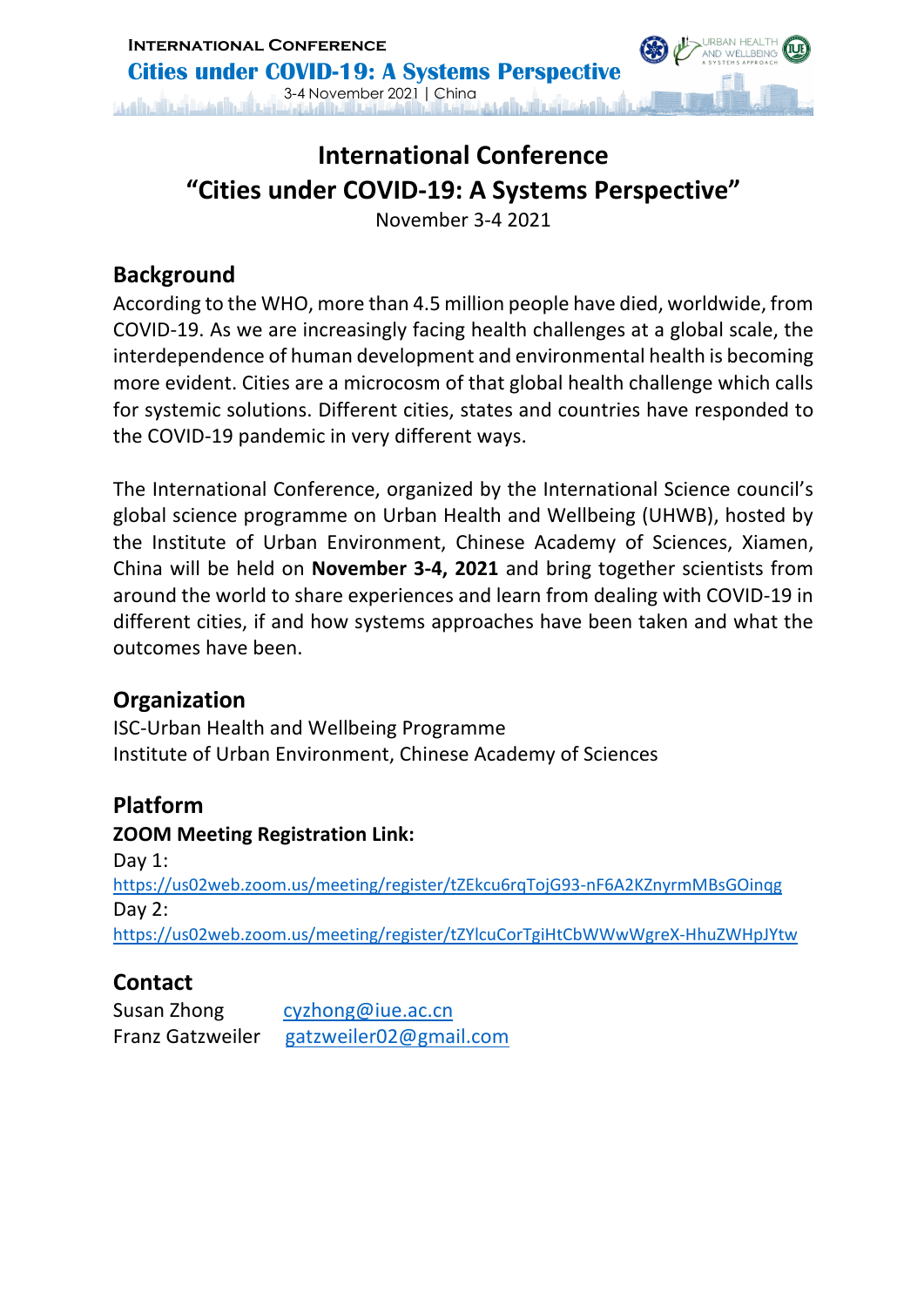# International Conference
# "Cities under COVID-19: A Systems Perspective"

November 3-4 2021

## Background

According to the WHO, more than 4.5 million people have died, worldwide, from COVID-19. As we are increasingly facing health challenges at a global scale, the interdependence of human development and environmental health is becoming more evident. Cities are a microcosm of that global health challenge which calls for systemic solutions. Different cities, states and countries have responded to the COVID-19 pandemic in very different ways.

The International Conference, organized by the International Science council's global science programme on Urban Health and Wellbeing (UHWB), hosted by the Institute of Urban Environment, Chinese Academy of Sciences, Xiamen, China will be held on **November 3-4, 2021** and bring together scientists from around the world to share experiences and learn from dealing with COVID-19 in different cities, if and how systems approaches have been taken and what the outcomes have been.

## Organization

ISC-Urban Health and Wellbeing Programme
Institute of Urban Environment, Chinese Academy of Sciences

## Platform

**ZOOM Meeting Registration Link:**

Day 1:
https://us02web.zoom.us/meeting/register/tZEkcu6rqTojG93-nF6A2KZnyrmMBsGOinqg

Day 2:
https://us02web.zoom.us/meeting/register/tZYlcuCorTgiHtCbWWwWgreX-HhuZWHpJYtw

## Contact

Susan Zhong cyzhong@iue.ac.cn
Franz Gatzweiler gatzweiler02@gmail.com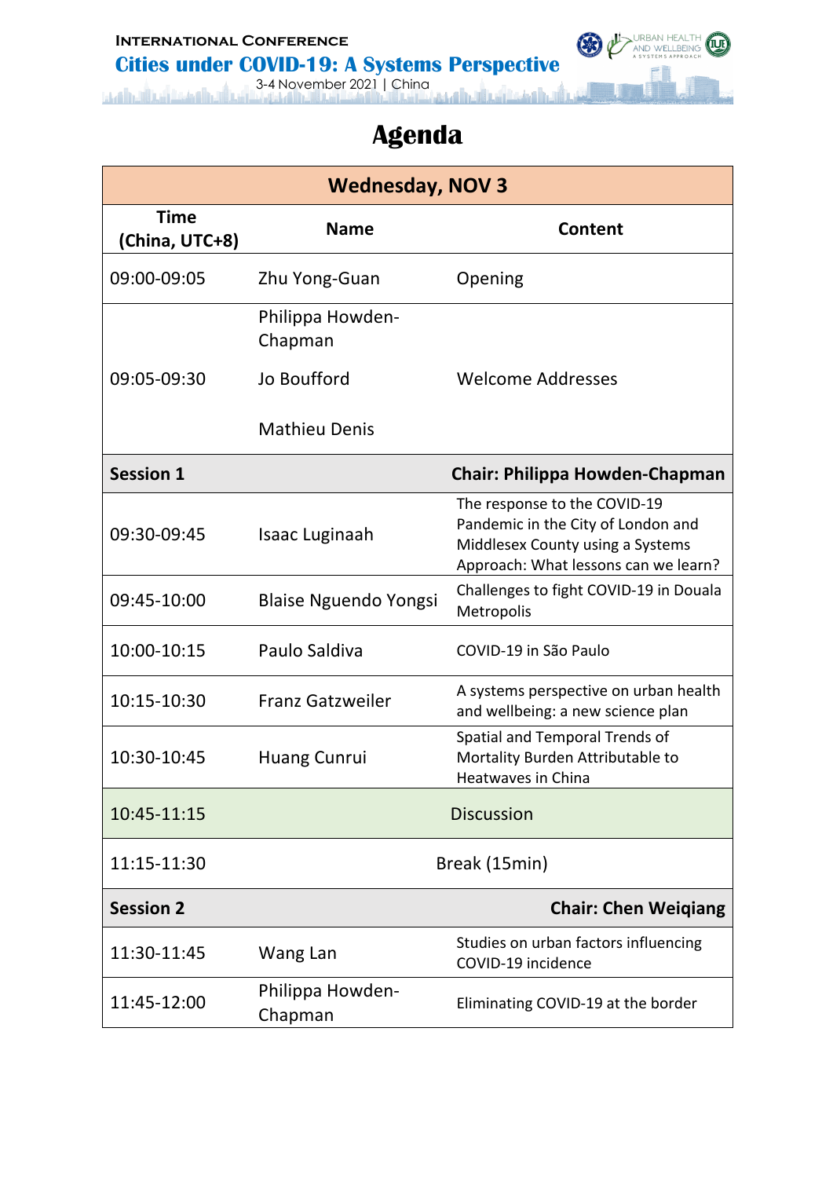# Agenda

| Wednesday, NOV 3 | | |
|---|---|---|
| **Time (China, UTC+8)** | **Name** | **Content** |
| 09:00-09:05 | Zhu Yong-Guan | Opening |
| 09:05-09:30 | Philippa Howden-Chapman<br>Jo Boufford<br>Mathieu Denis | Welcome Addresses |
| **Session 1** | | **Chair: Philippa Howden-Chapman** |
| 09:30-09:45 | Isaac Luginaah | The response to the COVID-19 Pandemic in the City of London and Middlesex County using a Systems Approach: What lessons can we learn? |
| 09:45-10:00 | Blaise Nguendo Yongsi | Challenges to fight COVID-19 in Douala Metropolis |
| 10:00-10:15 | Paulo Saldiva | COVID-19 in São Paulo |
| 10:15-10:30 | Franz Gatzweiler | A systems perspective on urban health and wellbeing: a new science plan |
| 10:30-10:45 | Huang Cunrui | Spatial and Temporal Trends of Mortality Burden Attributable to Heatwaves in China |
| 10:45-11:15 | Discussion | |
| 11:15-11:30 | Break (15min) | |
| **Session 2** | | **Chair: Chen Weiqiang** |
| 11:30-11:45 | Wang Lan | Studies on urban factors influencing COVID-19 incidence |
| 11:45-12:00 | Philippa Howden-Chapman | Eliminating COVID-19 at the border |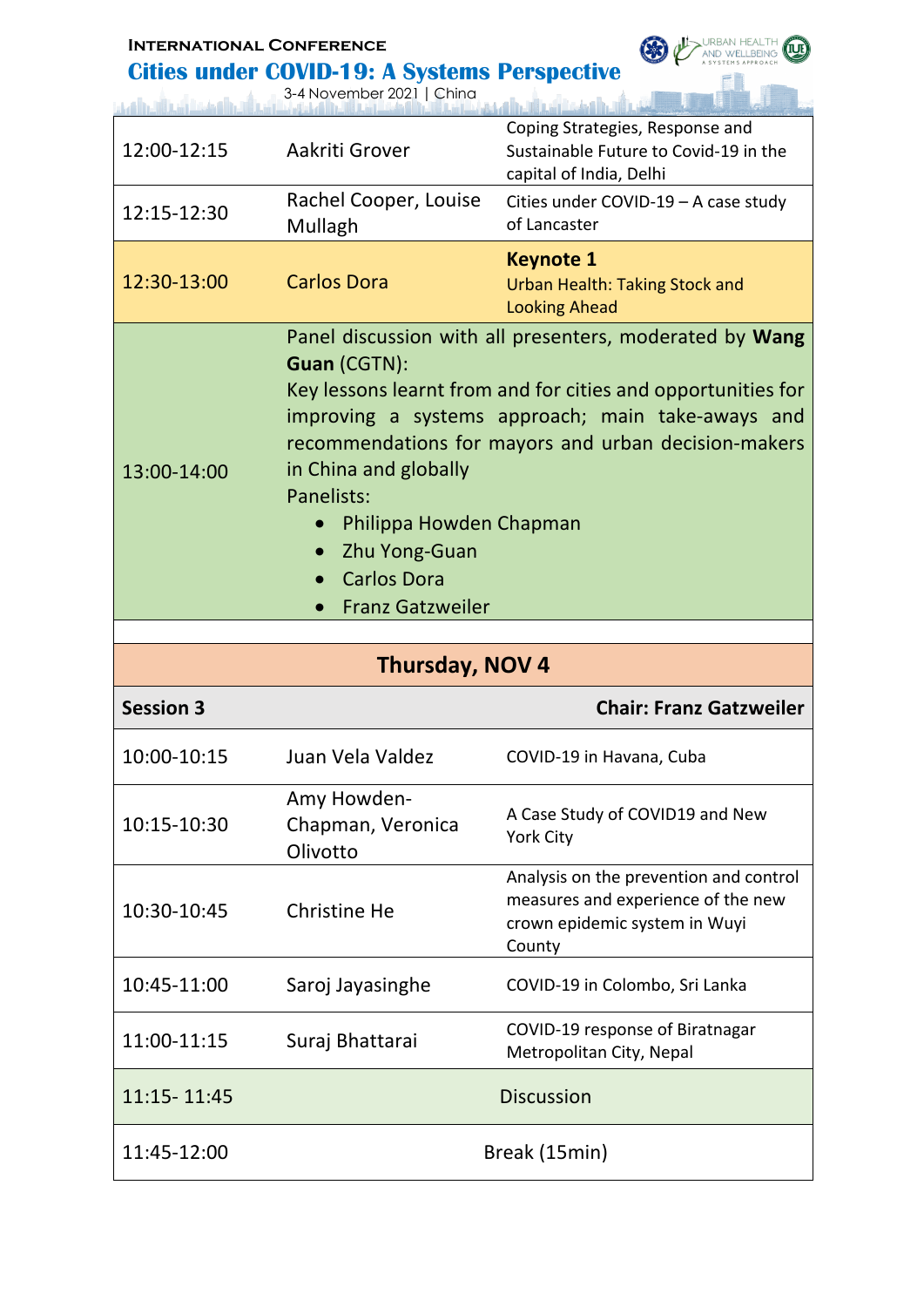| | | |
|---|---|---|
| 12:00-12:15 | Aakriti Grover | Coping Strategies, Response and Sustainable Future to Covid-19 in the capital of India, Delhi |
| 12:15-12:30 | Rachel Cooper, Louise Mullagh | Cities under COVID-19 – A case study of Lancaster |
| 12:30-13:00 | Carlos Dora | **Keynote 1** Urban Health: Taking Stock and Looking Ahead |
| 13:00-14:00 | Panel discussion with all presenters, moderated by **Wang Guan** (CGTN): Key lessons learnt from and for cities and opportunities for improving a systems approach; main take-aways and recommendations for mayors and urban decision-makers in China and globally. Panelists: Philippa Howden Chapman; Zhu Yong-Guan; Carlos Dora; Franz Gatzweiler | |

## Thursday, NOV 4

| **Session 3** | | **Chair: Franz Gatzweiler** |
|---|---|---|
| 10:00-10:15 | Juan Vela Valdez | COVID-19 in Havana, Cuba |
| 10:15-10:30 | Amy Howden-Chapman, Veronica Olivotto | A Case Study of COVID19 and New York City |
| 10:30-10:45 | Christine He | Analysis on the prevention and control measures and experience of the new crown epidemic system in Wuyi County |
| 10:45-11:00 | Saroj Jayasinghe | COVID-19 in Colombo, Sri Lanka |
| 11:00-11:15 | Suraj Bhattarai | COVID-19 response of Biratnagar Metropolitan City, Nepal |
| 11:15- 11:45 | Discussion | |
| 11:45-12:00 | Break (15min) | |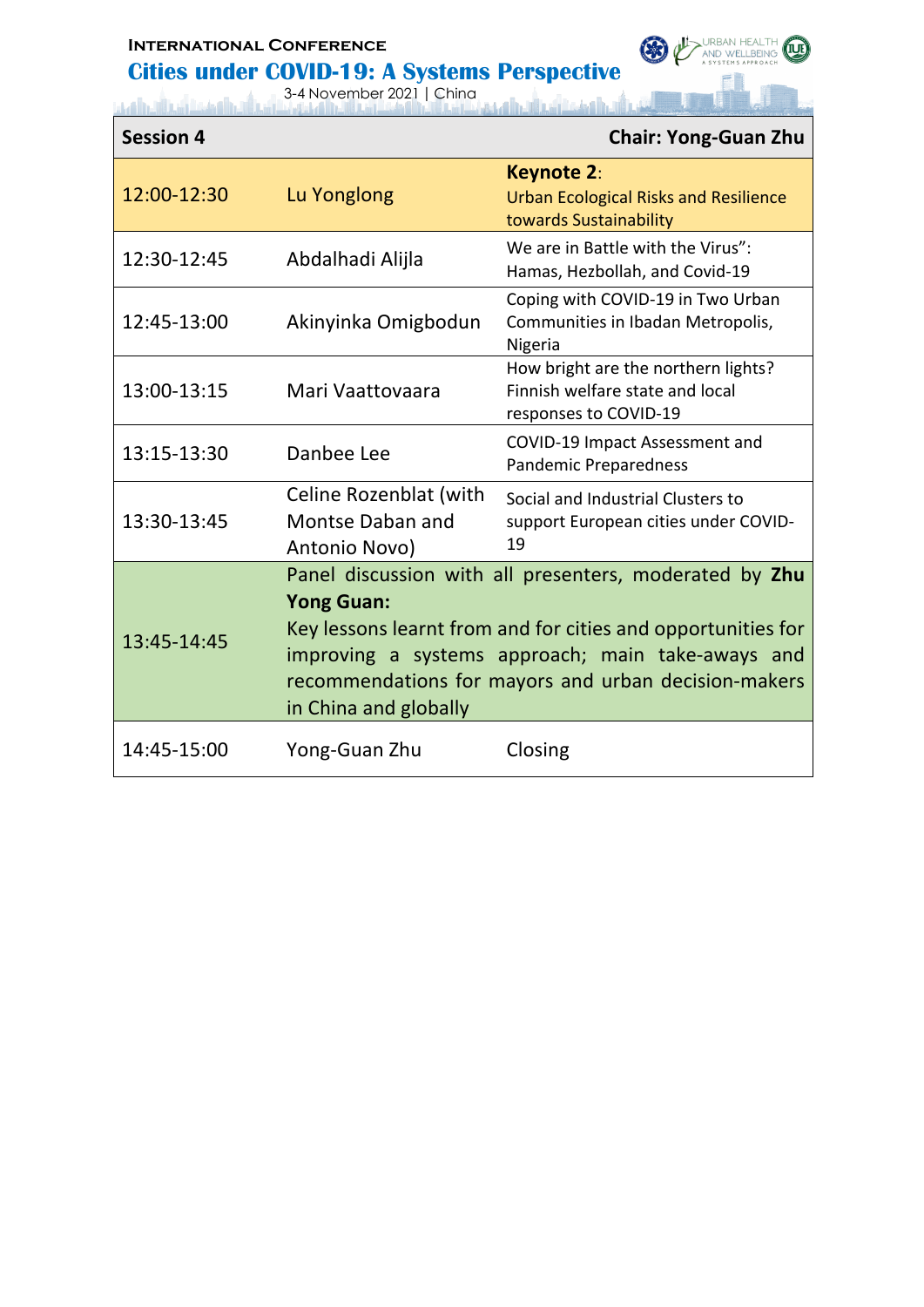| Session 4 | | Chair: Yong-Guan Zhu |
|---|---|---|
| 12:00-12:30 | Lu Yonglong | **Keynote 2**: Urban Ecological Risks and Resilience towards Sustainability |
| 12:30-12:45 | Abdalhadi Alijla | We are in Battle with the Virus": Hamas, Hezbollah, and Covid-19 |
| 12:45-13:00 | Akinyinka Omigbodun | Coping with COVID-19 in Two Urban Communities in Ibadan Metropolis, Nigeria |
| 13:00-13:15 | Mari Vaattovaara | How bright are the northern lights? Finnish welfare state and local responses to COVID-19 |
| 13:15-13:30 | Danbee Lee | COVID-19 Impact Assessment and Pandemic Preparedness |
| 13:30-13:45 | Celine Rozenblat (with Montse Daban and Antonio Novo) | Social and Industrial Clusters to support European cities under COVID-19 |
| 13:45-14:45 | Panel discussion with all presenters, moderated by **Zhu Yong Guan:** Key lessons learnt from and for cities and opportunities for improving a systems approach; main take-aways and recommendations for mayors and urban decision-makers in China and globally | |
| 14:45-15:00 | Yong-Guan Zhu | Closing |